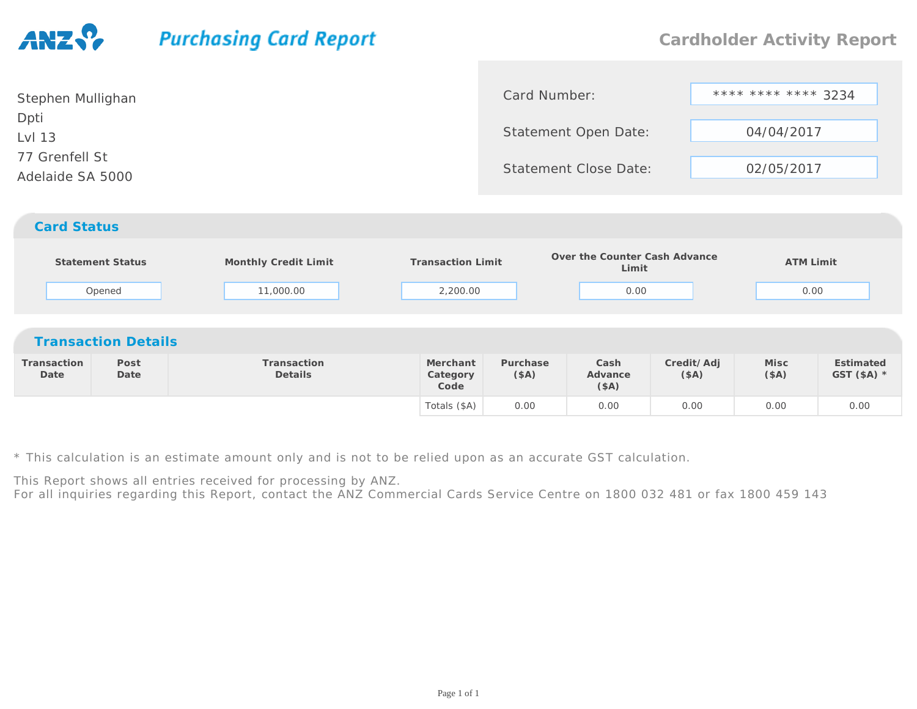# ANZ Purchasing Card Report

## Cardholder Activity Report

Stephen Mullighan
Dpti
Lvl 13
77 Grenfell St
Adelaide SA 5000

| | |
|---|---|
| Card Number: | **** **** **** 3234 |
| Statement Open Date: | 04/04/2017 |
| Statement Close Date: | 02/05/2017 |

## Card Status

| Statement Status | Monthly Credit Limit | Transaction Limit | Over the Counter Cash Advance Limit | ATM Limit |
|---|---|---|---|---|
| Opened | 11,000.00 | 2,200.00 | 0.00 | 0.00 |

## Transaction Details

| Transaction Date | Post Date | Transaction Details | Merchant Category Code | Purchase ($A) | Cash Advance ($A) | Credit/ Adj ($A) | Misc ($A) | Estimated GST ($A) * |
|---|---|---|---|---|---|---|---|---|
| | | | Totals ($A) | 0.00 | 0.00 | 0.00 | 0.00 | 0.00 |

* This calculation is an estimate amount only and is not to be relied upon as an accurate GST calculation.

This Report shows all entries received for processing by ANZ.
For all inquiries regarding this Report, contact the ANZ Commercial Cards Service Centre on 1800 032 481 or fax 1800 459 143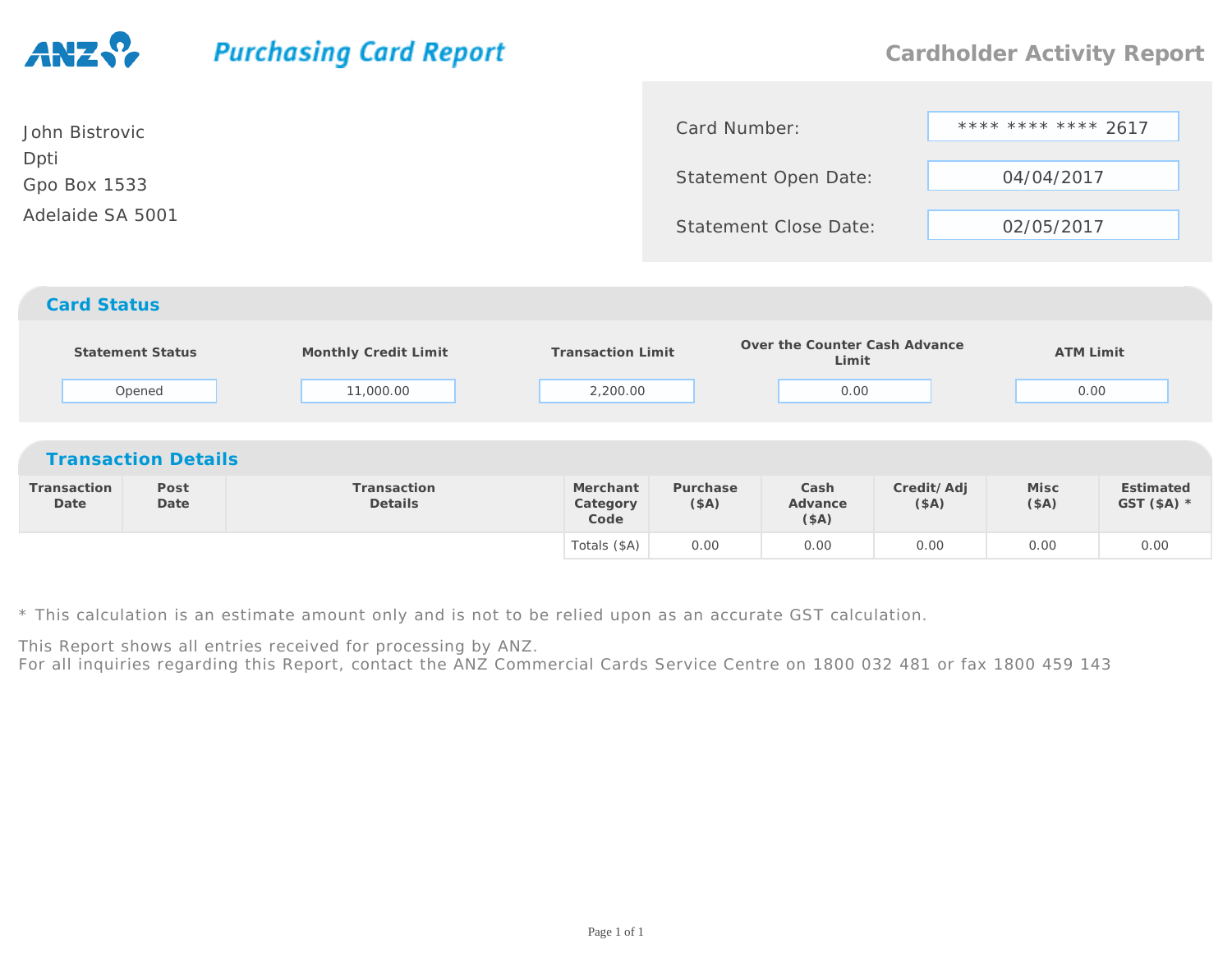ANZ **Purchasing Card Report** **Cardholder Activity Report**

John Bistrovic
Dpti
Gpo Box 1533
Adelaide SA 5001

| | |
|---|---|
| Card Number: | **** **** **** 2617 |
| Statement Open Date: | 04/04/2017 |
| Statement Close Date: | 02/05/2017 |

## Card Status

| Statement Status | Monthly Credit Limit | Transaction Limit | Over the Counter Cash Advance Limit | ATM Limit |
|---|---|---|---|---|
| Opened | 11,000.00 | 2,200.00 | 0.00 | 0.00 |

## Transaction Details

| Transaction Date | Post Date | Transaction Details | Merchant Category Code | Purchase ($A) | Cash Advance ($A) | Credit/ Adj ($A) | Misc ($A) | Estimated GST ($A) * |
|---|---|---|---|---|---|---|---|---|
| | | | Totals ($A) | 0.00 | 0.00 | 0.00 | 0.00 | 0.00 |

* This calculation is an estimate amount only and is not to be relied upon as an accurate GST calculation.

This Report shows all entries received for processing by ANZ.
For all inquiries regarding this Report, contact the ANZ Commercial Cards Service Centre on 1800 032 481 or fax 1800 459 143